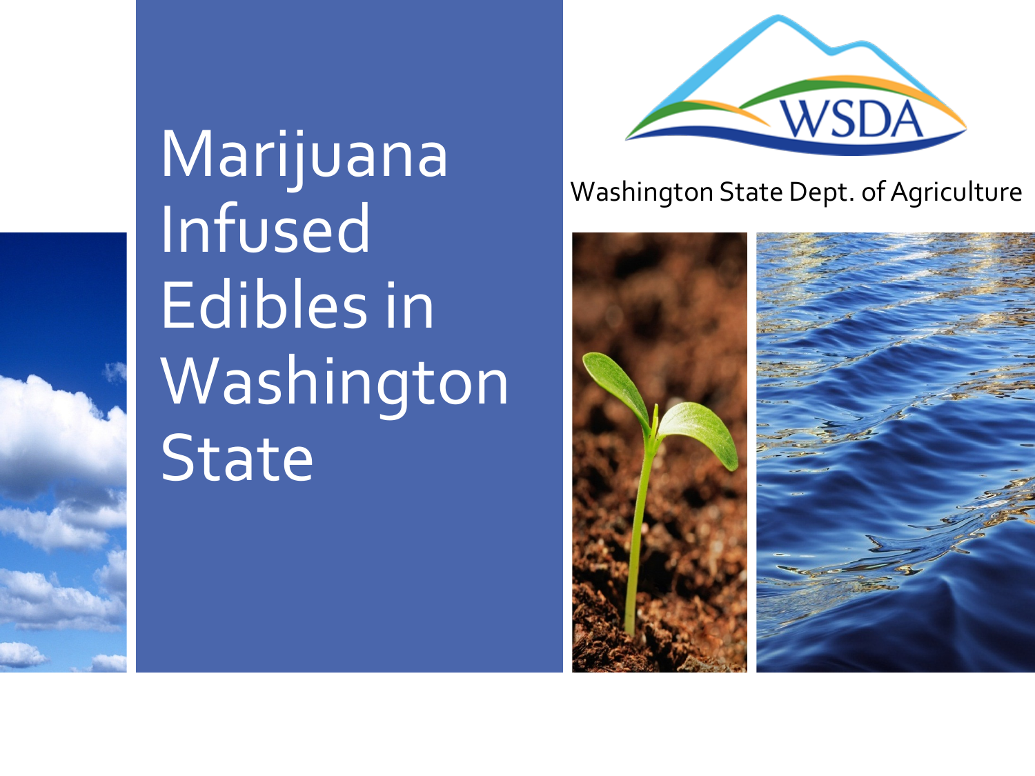# Marijuana Infused Edibles in Washington State

WSDA

Washington State Dept. of Agriculture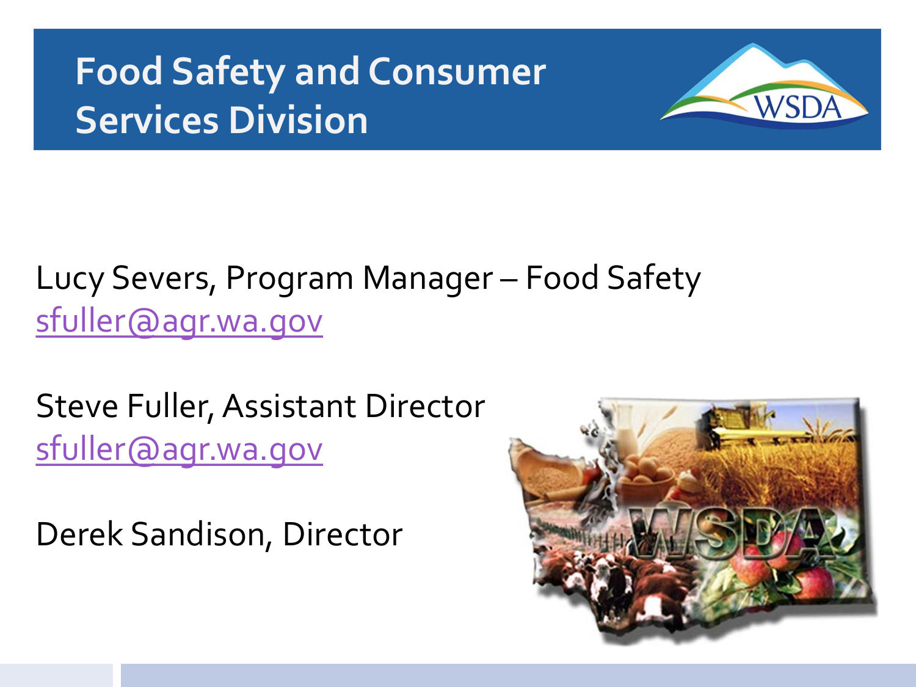# Food Safety and Consumer Services Division

Lucy Severs, Program Manager – Food Safety
sfuller@agr.wa.gov

Steve Fuller, Assistant Director
sfuller@agr.wa.gov

Derek Sandison, Director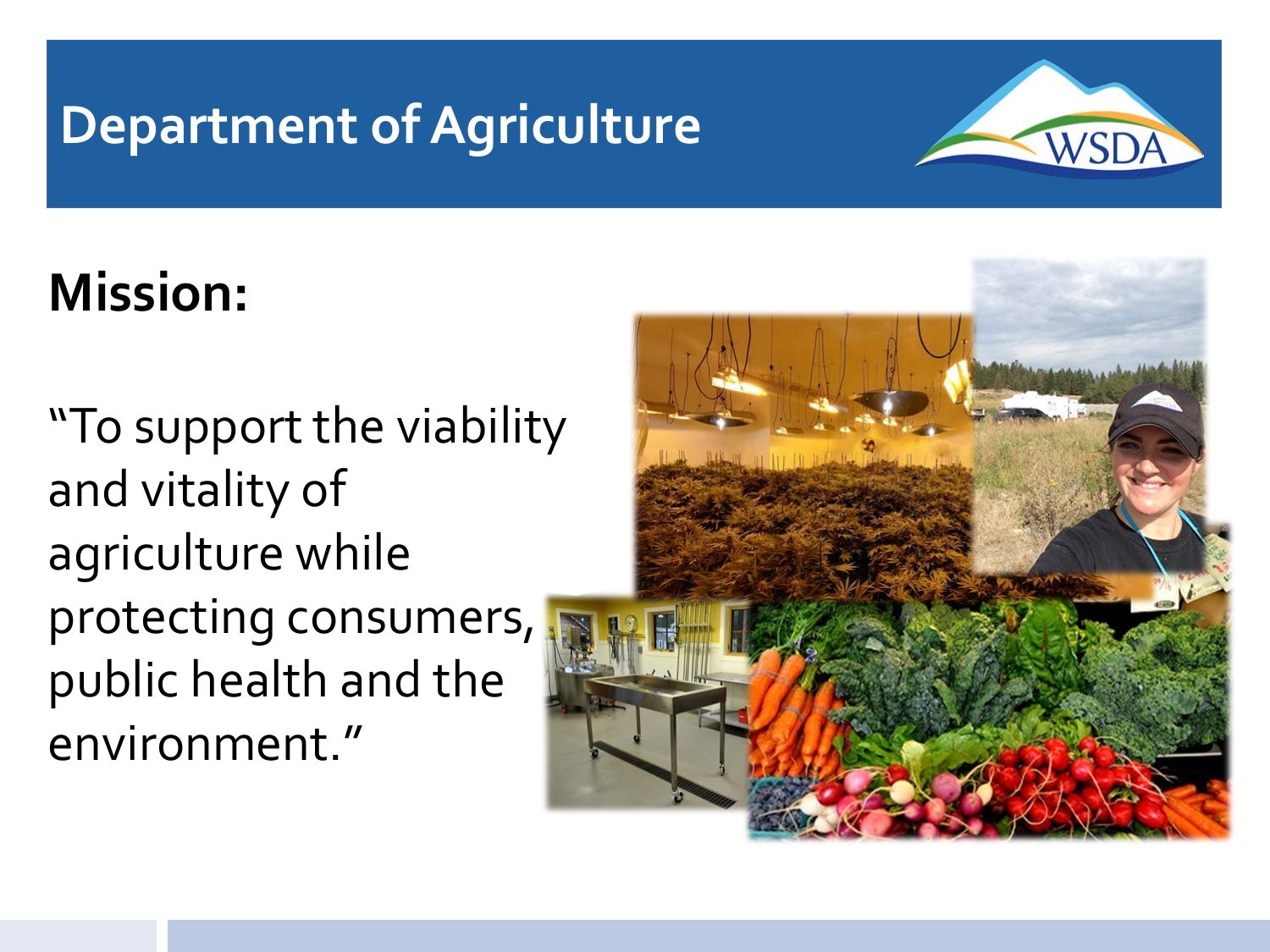# Department of Agriculture

WSDA

## Mission:

"To support the viability and vitality of agriculture while protecting consumers, public health and the environment."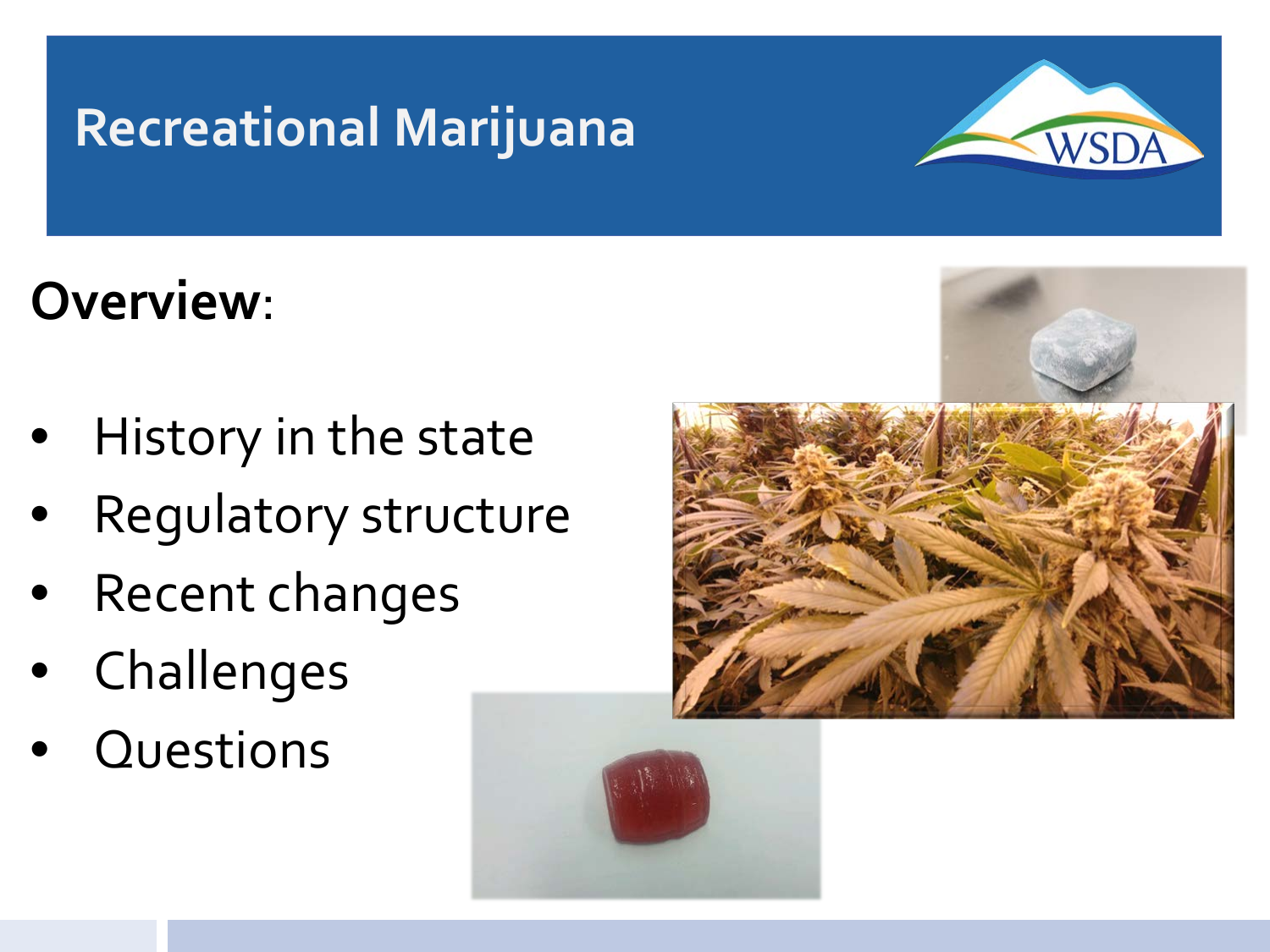# Recreational Marijuana

WSDA

**Overview**:

- History in the state
- Regulatory structure
- Recent changes
- Challenges
- Questions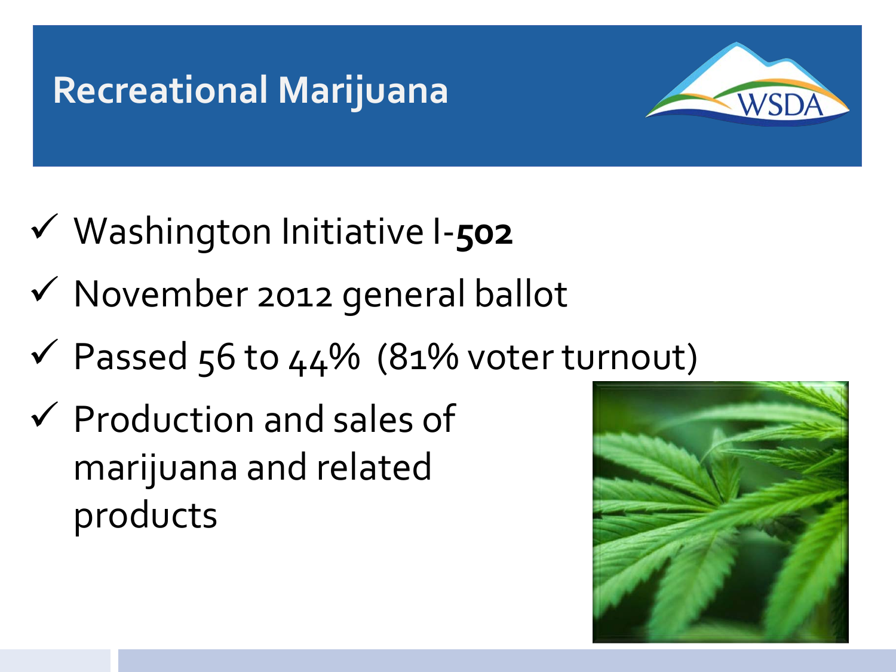# Recreational Marijuana

- ✓ Washington Initiative I-**502**
- ✓ November 2012 general ballot
- ✓ Passed 56 to 44% (81% voter turnout)
- ✓ Production and sales of marijuana and related products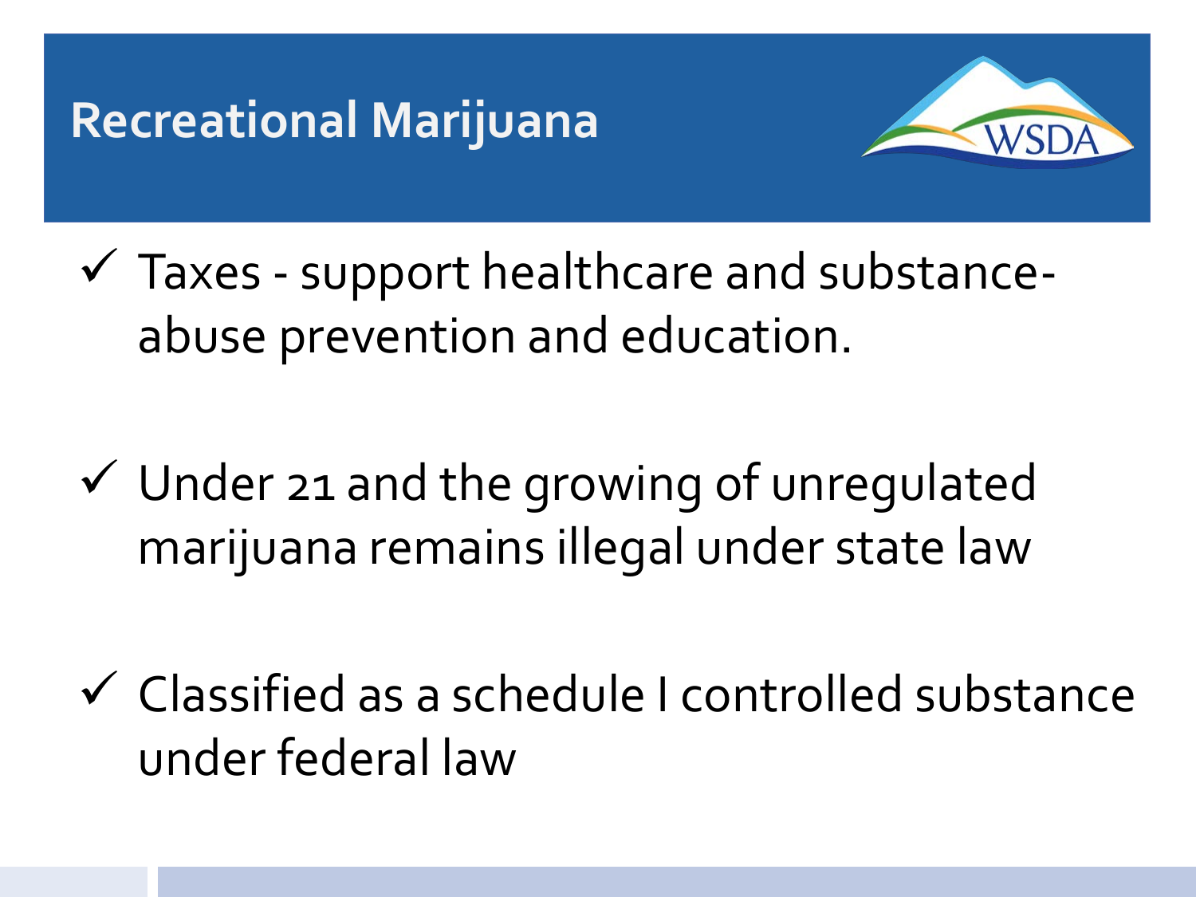# Recreational Marijuana

- ✓ Taxes - support healthcare and substance-abuse prevention and education.
- ✓ Under 21 and the growing of unregulated marijuana remains illegal under state law
- ✓ Classified as a schedule I controlled substance under federal law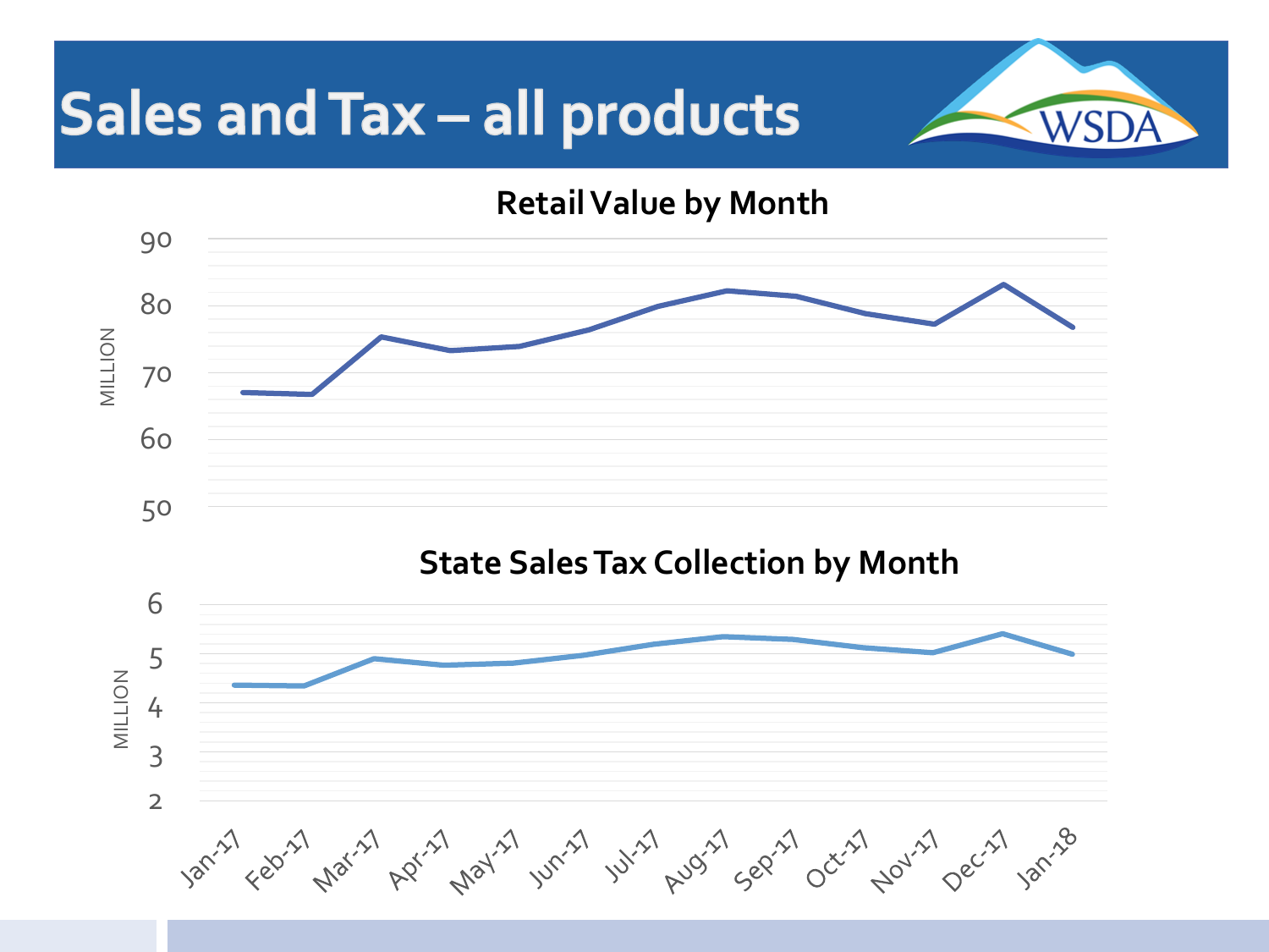# Sales and Tax – all products

WSDA

## Retail Value by Month

MILLION

90
80
70
60
50

## State Sales Tax Collection by Month

MILLION

6
5
4
3
2

Jan-17, Feb-17, Mar-17, Apr-17, May-17, Jun-17, Jul-17, Aug-17, Sep-17, Oct-17, Nov-17, Dec-17, Jan-18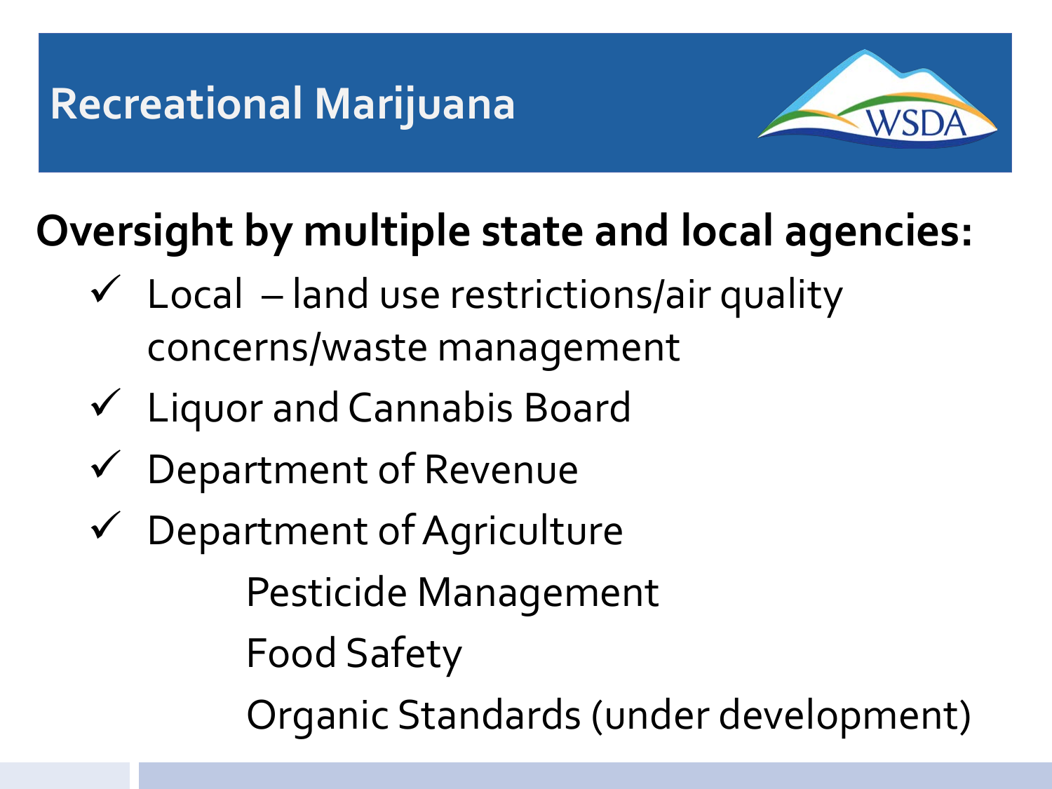# Recreational Marijuana

**Oversight by multiple state and local agencies:**

- ✓ Local – land use restrictions/air quality concerns/waste management
- ✓ Liquor and Cannabis Board
- ✓ Department of Revenue
- ✓ Department of Agriculture
  - Pesticide Management
  - Food Safety
  - Organic Standards (under development)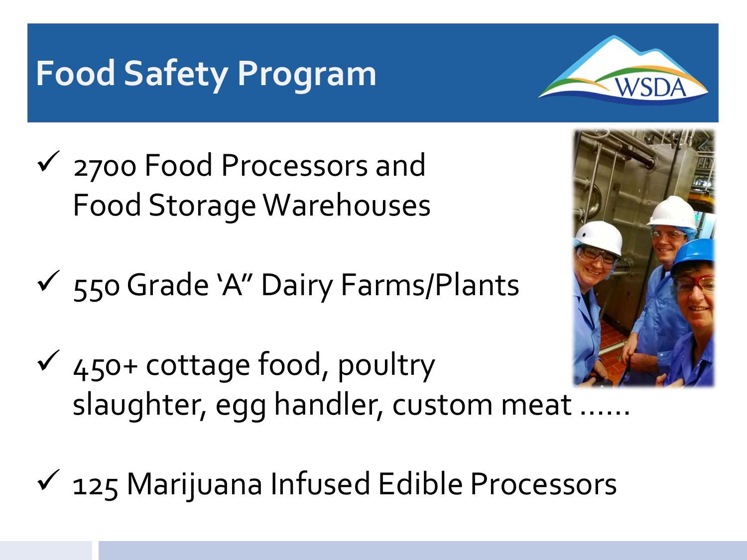# Food Safety Program

WSDA

- ✓ 2700 Food Processors and Food Storage Warehouses
- ✓ 550 Grade 'A" Dairy Farms/Plants
- ✓ 450+ cottage food, poultry slaughter, egg handler, custom meat ......
- ✓ 125 Marijuana Infused Edible Processors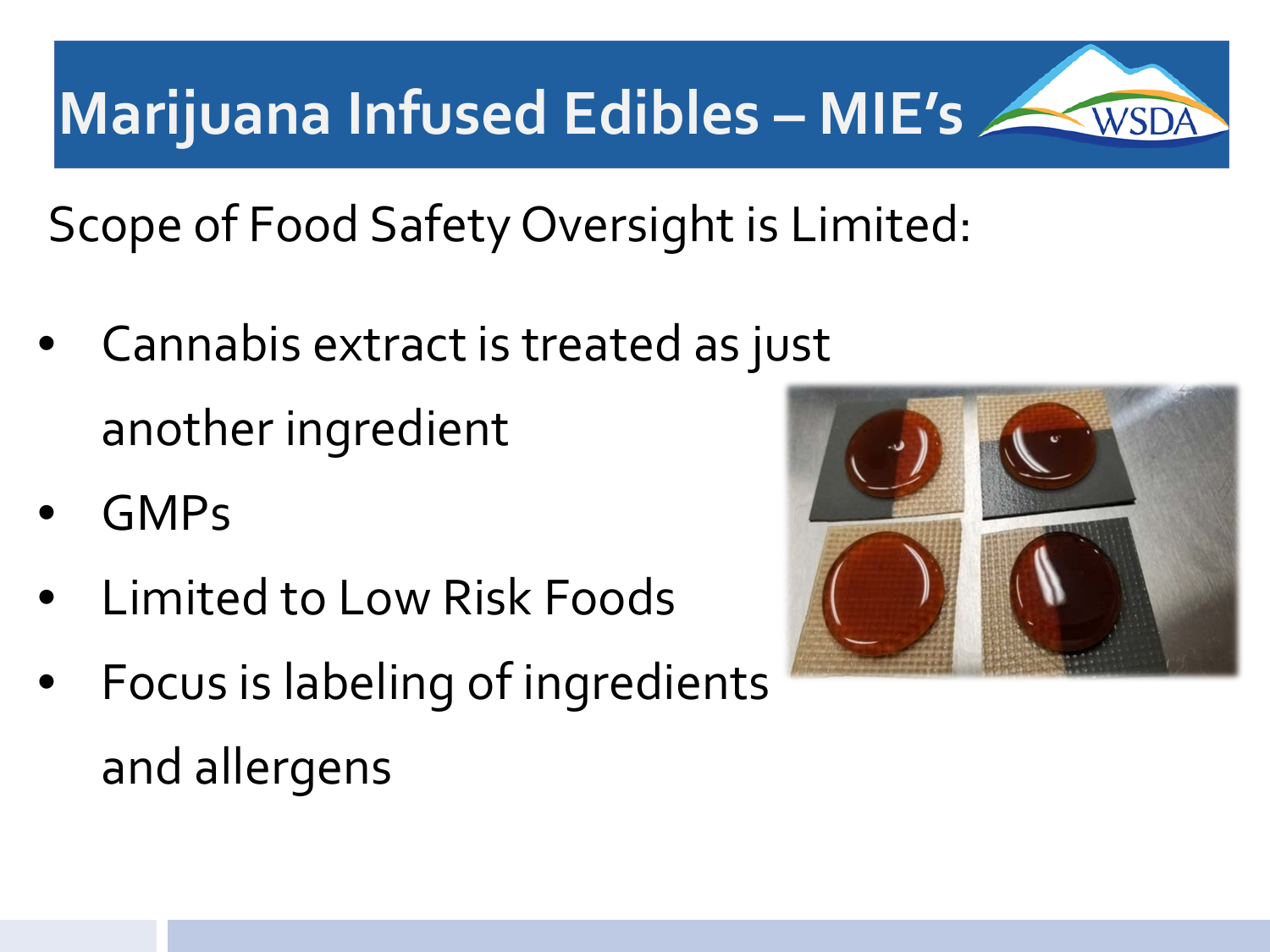# Marijuana Infused Edibles – MIE's

Scope of Food Safety Oversight is Limited:

- Cannabis extract is treated as just another ingredient
- GMPs
- Limited to Low Risk Foods
- Focus is labeling of ingredients and allergens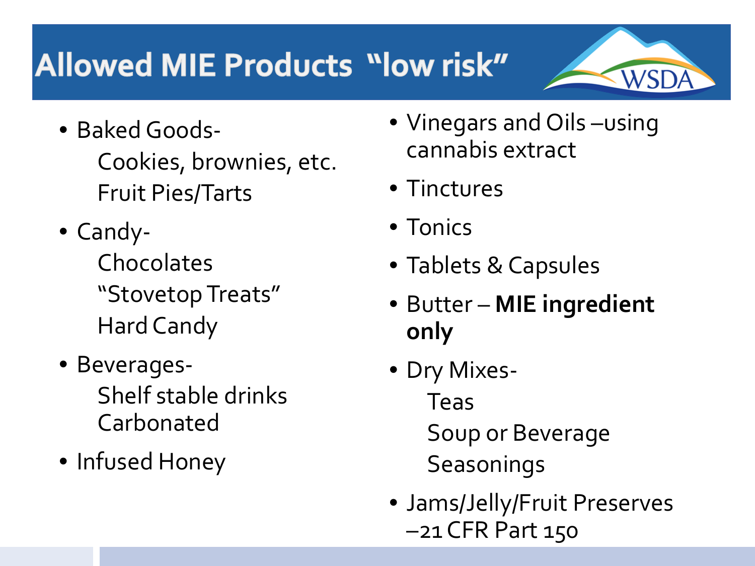# Allowed MIE Products "low risk"

- Baked Goods-
  - Cookies, brownies, etc.
  - Fruit Pies/Tarts
- Candy-
  - Chocolates
  - "Stovetop Treats"
  - Hard Candy
- Beverages-
  - Shelf stable drinks
  - Carbonated
- Infused Honey
- Vinegars and Oils –using cannabis extract
- Tinctures
- Tonics
- Tablets & Capsules
- Butter – **MIE ingredient only**
- Dry Mixes-
  - Teas
  - Soup or Beverage
  - Seasonings
- Jams/Jelly/Fruit Preserves –21 CFR Part 150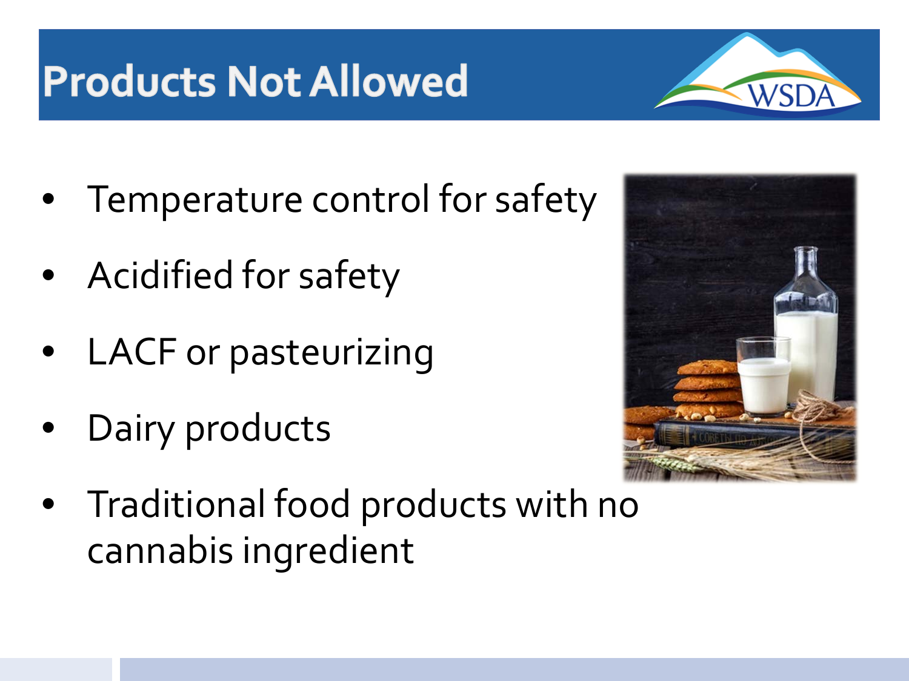# Products Not Allowed

- Temperature control for safety
- Acidified for safety
- LACF or pasteurizing
- Dairy products
- Traditional food products with no cannabis ingredient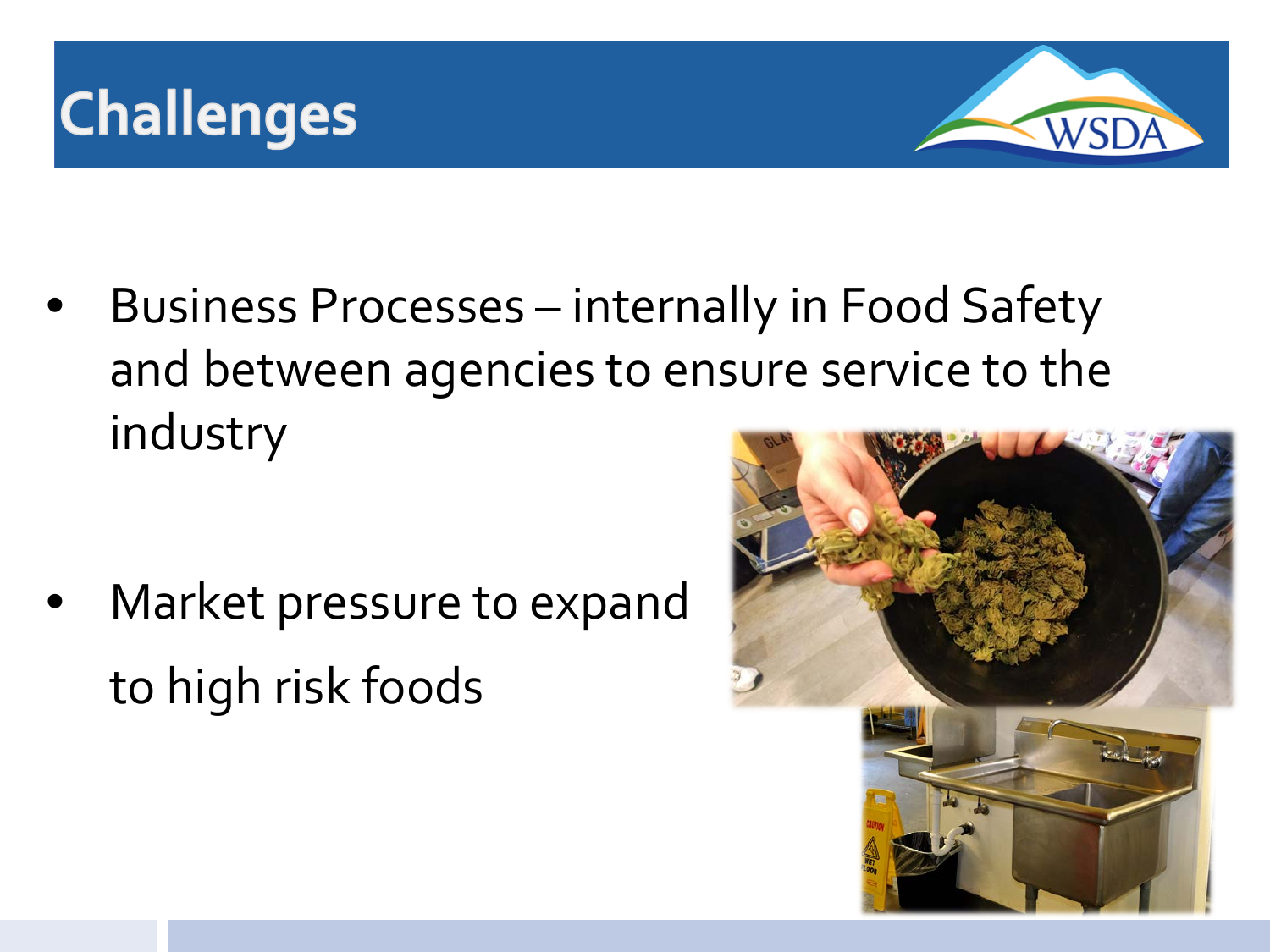# Challenges

- Business Processes – internally in Food Safety and between agencies to ensure service to the industry
- Market pressure to expand to high risk foods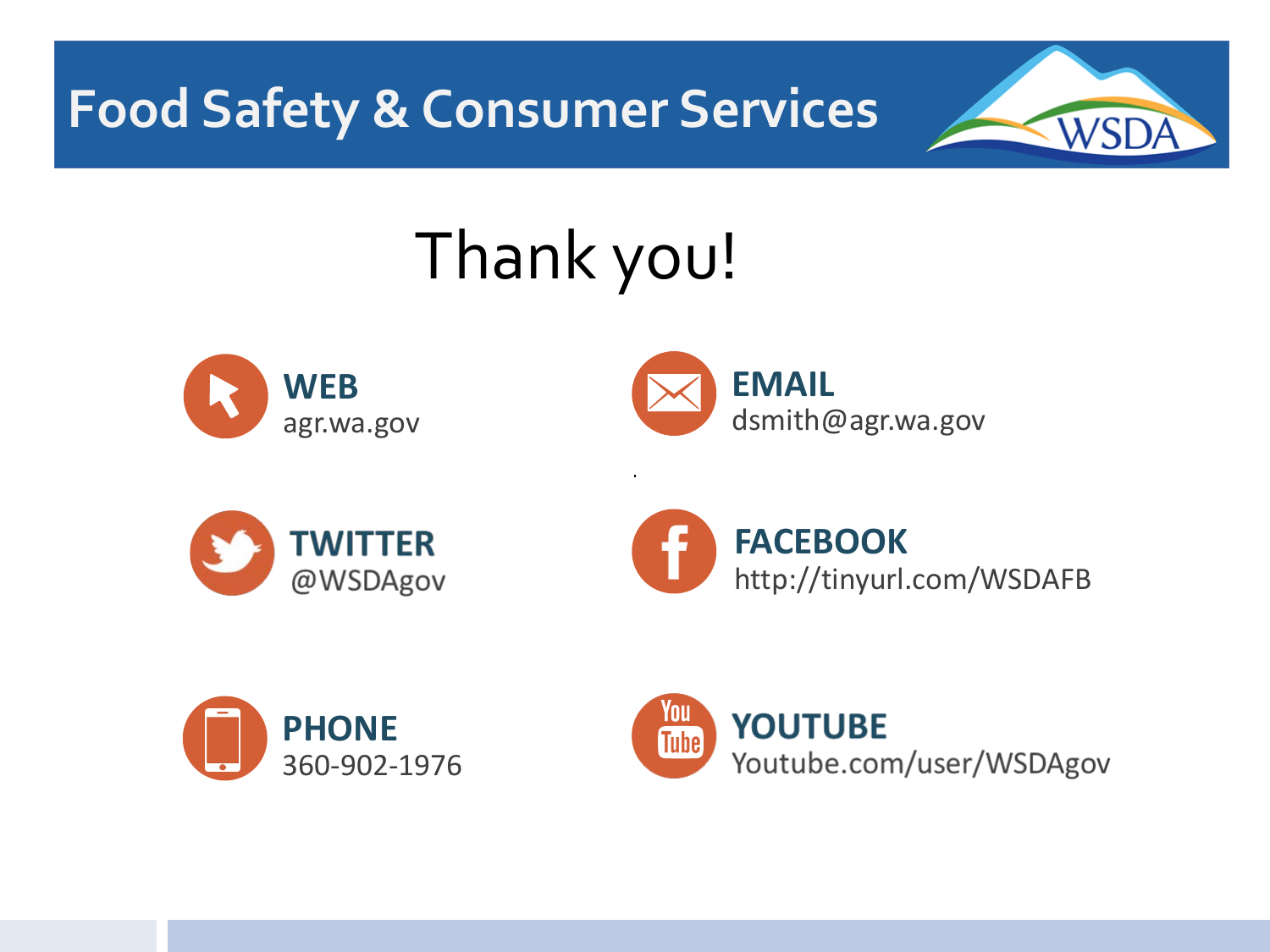# Food Safety & Consumer Services

WSDA

## Thank you!

**WEB**
agr.wa.gov

**EMAIL**
dsmith@agr.wa.gov

**TWITTER**
@WSDAgov

**FACEBOOK**
http://tinyurl.com/WSDAFB

**PHONE**
360-902-1976

**YOUTUBE**
Youtube.com/user/WSDAgov